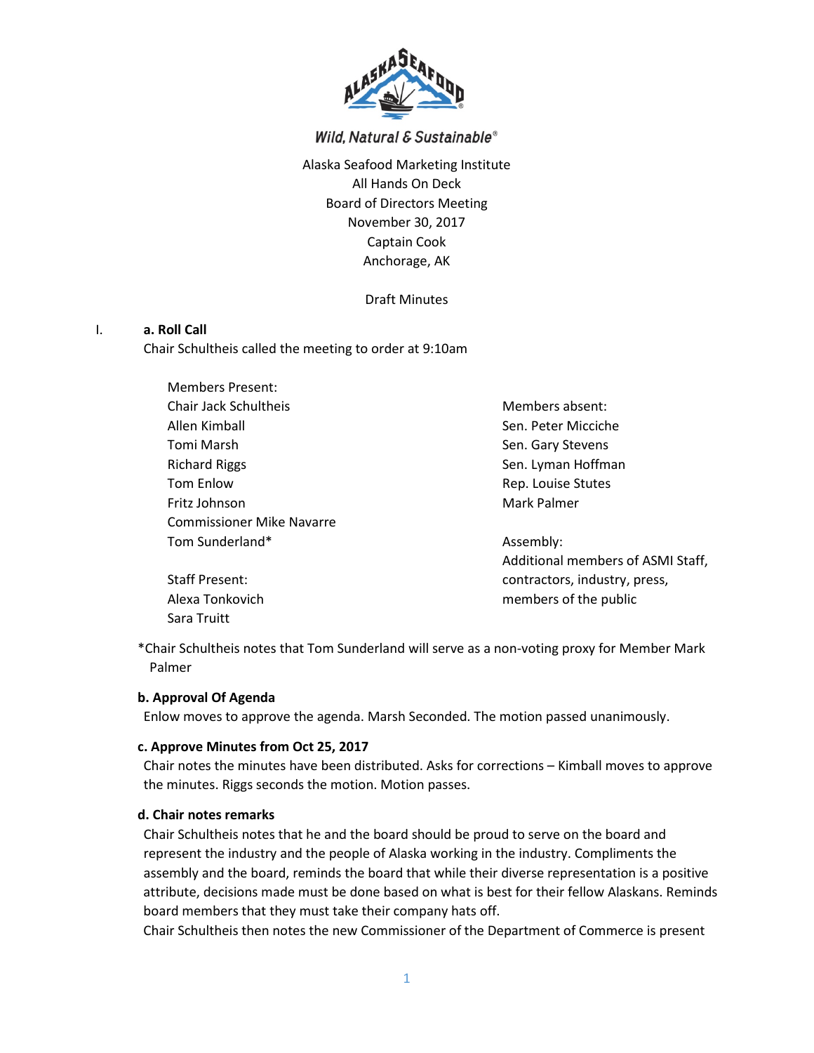Wild, Natural & Sustainable®

Alaska Seafood Marketing Institute
All Hands On Deck
Board of Directors Meeting
November 30, 2017
Captain Cook
Anchorage, AK

Draft Minutes

I. **a. Roll Call**

Chair Schultheis called the meeting to order at 9:10am

Members Present:
Chair Jack Schultheis
Allen Kimball
Tomi Marsh
Richard Riggs
Tom Enlow
Fritz Johnson
Commissioner Mike Navarre
Tom Sunderland*

Staff Present:
Alexa Tonkovich
Sara Truitt

Members absent:
Sen. Peter Micciche
Sen. Gary Stevens
Sen. Lyman Hoffman
Rep. Louise Stutes
Mark Palmer

Assembly:
Additional members of ASMI Staff, contractors, industry, press, members of the public

*Chair Schultheis notes that Tom Sunderland will serve as a non-voting proxy for Member Mark Palmer

**b. Approval Of Agenda**

Enlow moves to approve the agenda. Marsh Seconded. The motion passed unanimously.

**c. Approve Minutes from Oct 25, 2017**

Chair notes the minutes have been distributed. Asks for corrections – Kimball moves to approve the minutes. Riggs seconds the motion. Motion passes.

**d. Chair notes remarks**

Chair Schultheis notes that he and the board should be proud to serve on the board and represent the industry and the people of Alaska working in the industry. Compliments the assembly and the board, reminds the board that while their diverse representation is a positive attribute, decisions made must be done based on what is best for their fellow Alaskans. Reminds board members that they must take their company hats off.

Chair Schultheis then notes the new Commissioner of the Department of Commerce is present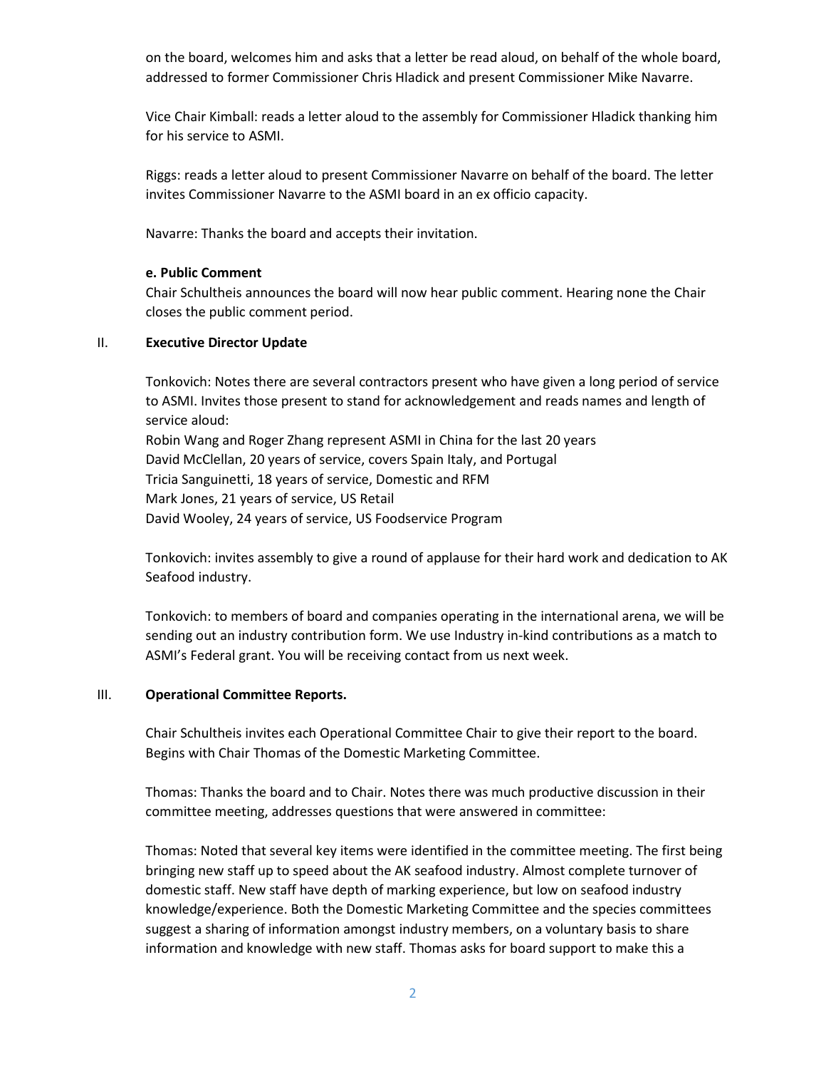on the board, welcomes him and asks that a letter be read aloud, on behalf of the whole board, addressed to former Commissioner Chris Hladick and present Commissioner Mike Navarre.

Vice Chair Kimball: reads a letter aloud to the assembly for Commissioner Hladick thanking him for his service to ASMI.

Riggs: reads a letter aloud to present Commissioner Navarre on behalf of the board. The letter invites Commissioner Navarre to the ASMI board in an ex officio capacity.

Navarre: Thanks the board and accepts their invitation.

**e. Public Comment**

Chair Schultheis announces the board will now hear public comment. Hearing none the Chair closes the public comment period.

## II. **Executive Director Update**

Tonkovich: Notes there are several contractors present who have given a long period of service to ASMI. Invites those present to stand for acknowledgement and reads names and length of service aloud:
Robin Wang and Roger Zhang represent ASMI in China for the last 20 years
David McClellan, 20 years of service, covers Spain Italy, and Portugal
Tricia Sanguinetti, 18 years of service, Domestic and RFM
Mark Jones, 21 years of service, US Retail
David Wooley, 24 years of service, US Foodservice Program

Tonkovich: invites assembly to give a round of applause for their hard work and dedication to AK Seafood industry.

Tonkovich: to members of board and companies operating in the international arena, we will be sending out an industry contribution form. We use Industry in-kind contributions as a match to ASMI's Federal grant. You will be receiving contact from us next week.

## III. **Operational Committee Reports.**

Chair Schultheis invites each Operational Committee Chair to give their report to the board. Begins with Chair Thomas of the Domestic Marketing Committee.

Thomas: Thanks the board and to Chair. Notes there was much productive discussion in their committee meeting, addresses questions that were answered in committee:

Thomas: Noted that several key items were identified in the committee meeting. The first being bringing new staff up to speed about the AK seafood industry. Almost complete turnover of domestic staff. New staff have depth of marking experience, but low on seafood industry knowledge/experience. Both the Domestic Marketing Committee and the species committees suggest a sharing of information amongst industry members, on a voluntary basis to share information and knowledge with new staff. Thomas asks for board support to make this a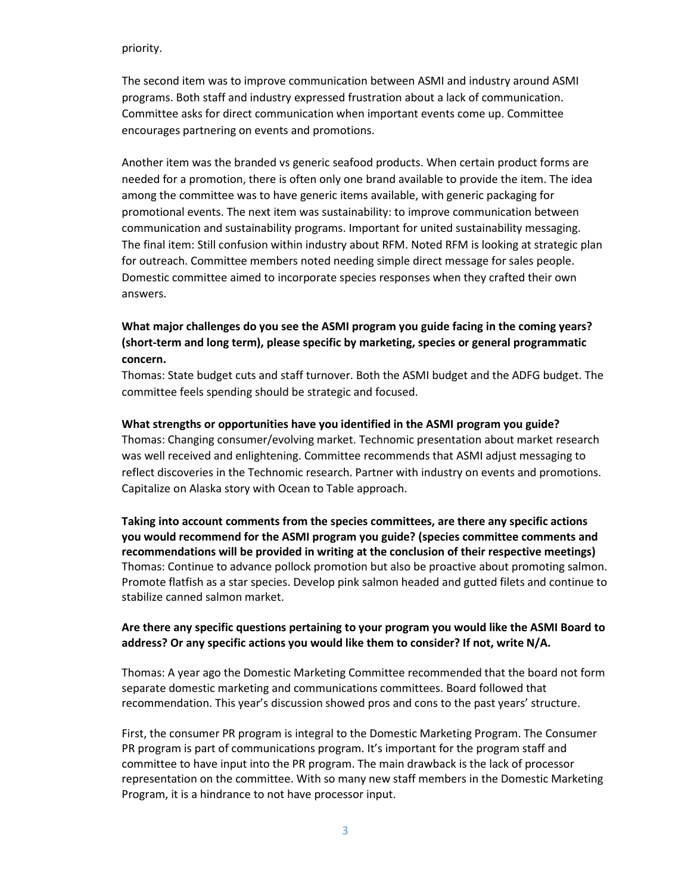priority.

The second item was to improve communication between ASMI and industry around ASMI programs. Both staff and industry expressed frustration about a lack of communication. Committee asks for direct communication when important events come up. Committee encourages partnering on events and promotions.

Another item was the branded vs generic seafood products. When certain product forms are needed for a promotion, there is often only one brand available to provide the item. The idea among the committee was to have generic items available, with generic packaging for promotional events. The next item was sustainability: to improve communication between communication and sustainability programs. Important for united sustainability messaging. The final item: Still confusion within industry about RFM. Noted RFM is looking at strategic plan for outreach. Committee members noted needing simple direct message for sales people. Domestic committee aimed to incorporate species responses when they crafted their own answers.

**What major challenges do you see the ASMI program you guide facing in the coming years? (short-term and long term), please specific by marketing, species or general programmatic concern.**

Thomas: State budget cuts and staff turnover. Both the ASMI budget and the ADFG budget. The committee feels spending should be strategic and focused.

**What strengths or opportunities have you identified in the ASMI program you guide?**

Thomas: Changing consumer/evolving market. Technomic presentation about market research was well received and enlightening. Committee recommends that ASMI adjust messaging to reflect discoveries in the Technomic research. Partner with industry on events and promotions. Capitalize on Alaska story with Ocean to Table approach.

**Taking into account comments from the species committees, are there any specific actions you would recommend for the ASMI program you guide? (species committee comments and recommendations will be provided in writing at the conclusion of their respective meetings)**

Thomas: Continue to advance pollock promotion but also be proactive about promoting salmon. Promote flatfish as a star species. Develop pink salmon headed and gutted filets and continue to stabilize canned salmon market.

**Are there any specific questions pertaining to your program you would like the ASMI Board to address? Or any specific actions you would like them to consider? If not, write N/A.**

Thomas: A year ago the Domestic Marketing Committee recommended that the board not form separate domestic marketing and communications committees. Board followed that recommendation. This year's discussion showed pros and cons to the past years' structure.

First, the consumer PR program is integral to the Domestic Marketing Program. The Consumer PR program is part of communications program. It's important for the program staff and committee to have input into the PR program. The main drawback is the lack of processor representation on the committee. With so many new staff members in the Domestic Marketing Program, it is a hindrance to not have processor input.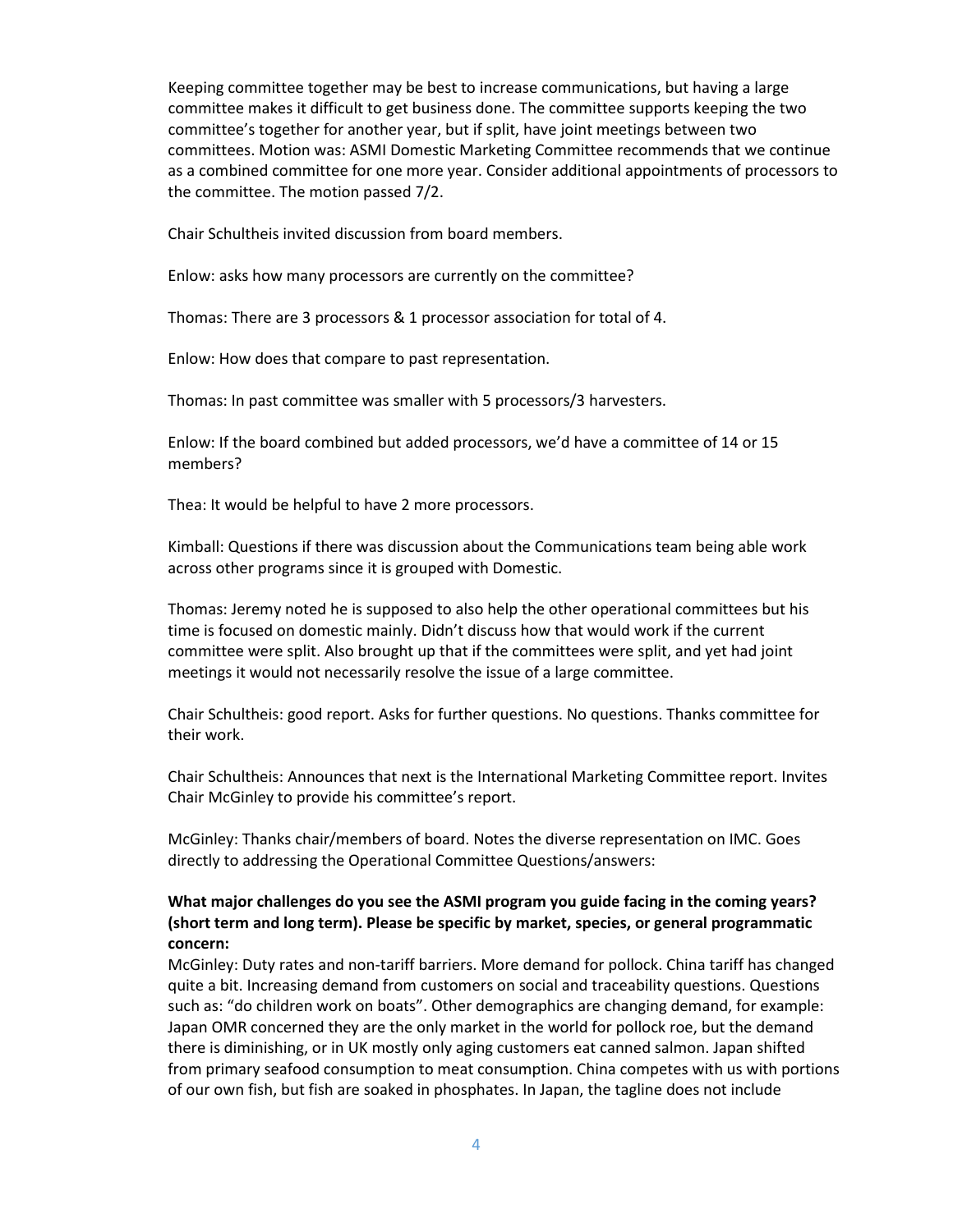Keeping committee together may be best to increase communications, but having a large committee makes it difficult to get business done. The committee supports keeping the two committee's together for another year, but if split, have joint meetings between two committees. Motion was: ASMI Domestic Marketing Committee recommends that we continue as a combined committee for one more year. Consider additional appointments of processors to the committee. The motion passed 7/2.

Chair Schultheis invited discussion from board members.

Enlow: asks how many processors are currently on the committee?

Thomas: There are 3 processors & 1 processor association for total of 4.

Enlow: How does that compare to past representation.

Thomas: In past committee was smaller with 5 processors/3 harvesters.

Enlow: If the board combined but added processors, we'd have a committee of 14 or 15 members?

Thea: It would be helpful to have 2 more processors.

Kimball: Questions if there was discussion about the Communications team being able work across other programs since it is grouped with Domestic.

Thomas: Jeremy noted he is supposed to also help the other operational committees but his time is focused on domestic mainly. Didn't discuss how that would work if the current committee were split. Also brought up that if the committees were split, and yet had joint meetings it would not necessarily resolve the issue of a large committee.

Chair Schultheis: good report. Asks for further questions. No questions. Thanks committee for their work.

Chair Schultheis: Announces that next is the International Marketing Committee report. Invites Chair McGinley to provide his committee's report.

McGinley: Thanks chair/members of board. Notes the diverse representation on IMC. Goes directly to addressing the Operational Committee Questions/answers:

**What major challenges do you see the ASMI program you guide facing in the coming years? (short term and long term). Please be specific by market, species, or general programmatic concern:**
McGinley: Duty rates and non-tariff barriers. More demand for pollock. China tariff has changed quite a bit. Increasing demand from customers on social and traceability questions. Questions such as: "do children work on boats". Other demographics are changing demand, for example: Japan OMR concerned they are the only market in the world for pollock roe, but the demand there is diminishing, or in UK mostly only aging customers eat canned salmon. Japan shifted from primary seafood consumption to meat consumption. China competes with us with portions of our own fish, but fish are soaked in phosphates. In Japan, the tagline does not include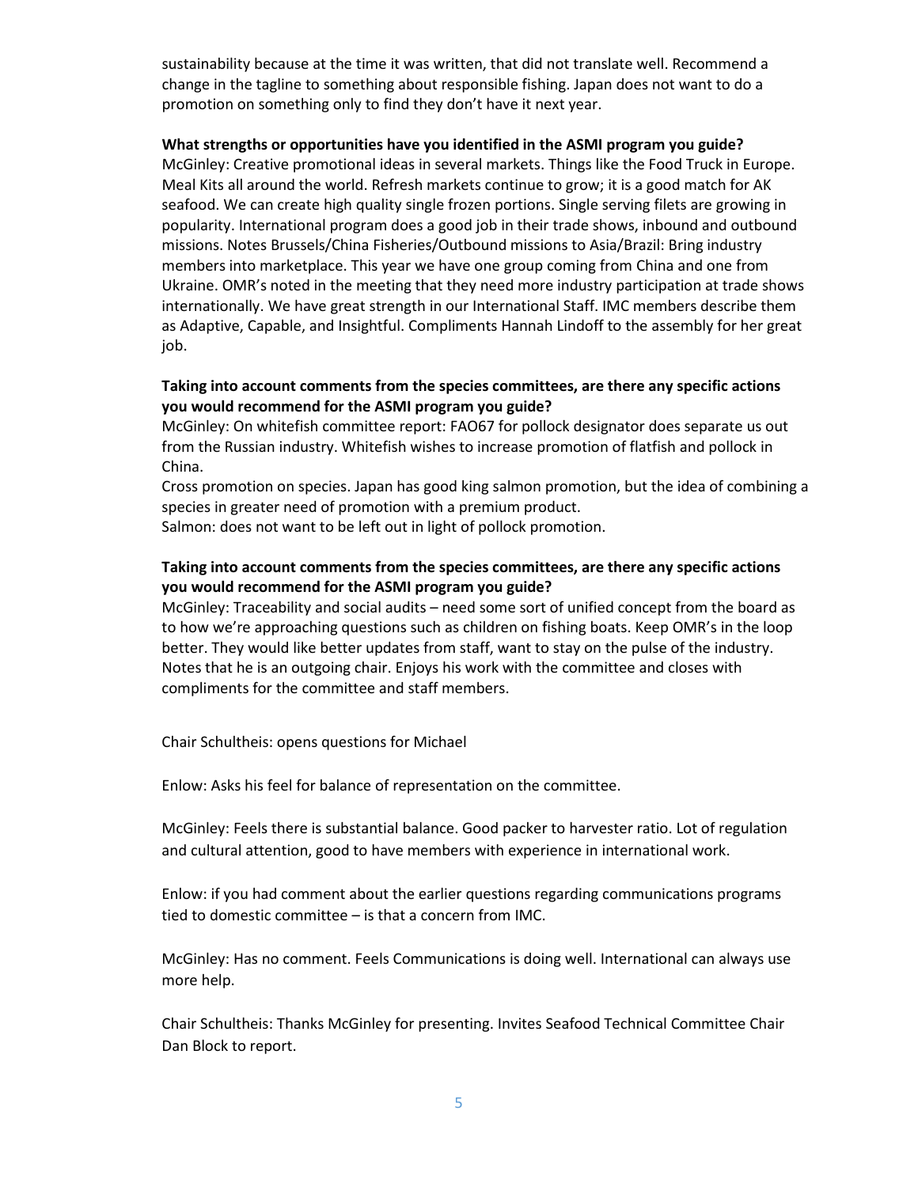sustainability because at the time it was written, that did not translate well. Recommend a change in the tagline to something about responsible fishing. Japan does not want to do a promotion on something only to find they don't have it next year.

**What strengths or opportunities have you identified in the ASMI program you guide?**
McGinley: Creative promotional ideas in several markets. Things like the Food Truck in Europe. Meal Kits all around the world. Refresh markets continue to grow; it is a good match for AK seafood. We can create high quality single frozen portions. Single serving filets are growing in popularity. International program does a good job in their trade shows, inbound and outbound missions. Notes Brussels/China Fisheries/Outbound missions to Asia/Brazil: Bring industry members into marketplace. This year we have one group coming from China and one from Ukraine. OMR's noted in the meeting that they need more industry participation at trade shows internationally. We have great strength in our International Staff. IMC members describe them as Adaptive, Capable, and Insightful. Compliments Hannah Lindoff to the assembly for her great job.

**Taking into account comments from the species committees, are there any specific actions you would recommend for the ASMI program you guide?**
McGinley: On whitefish committee report: FAO67 for pollock designator does separate us out from the Russian industry. Whitefish wishes to increase promotion of flatfish and pollock in China.
Cross promotion on species. Japan has good king salmon promotion, but the idea of combining a species in greater need of promotion with a premium product.
Salmon: does not want to be left out in light of pollock promotion.

**Taking into account comments from the species committees, are there any specific actions you would recommend for the ASMI program you guide?**
McGinley: Traceability and social audits – need some sort of unified concept from the board as to how we're approaching questions such as children on fishing boats. Keep OMR's in the loop better. They would like better updates from staff, want to stay on the pulse of the industry. Notes that he is an outgoing chair. Enjoys his work with the committee and closes with compliments for the committee and staff members.

Chair Schultheis: opens questions for Michael

Enlow: Asks his feel for balance of representation on the committee.

McGinley: Feels there is substantial balance. Good packer to harvester ratio. Lot of regulation and cultural attention, good to have members with experience in international work.

Enlow: if you had comment about the earlier questions regarding communications programs tied to domestic committee – is that a concern from IMC.

McGinley: Has no comment. Feels Communications is doing well. International can always use more help.

Chair Schultheis: Thanks McGinley for presenting. Invites Seafood Technical Committee Chair Dan Block to report.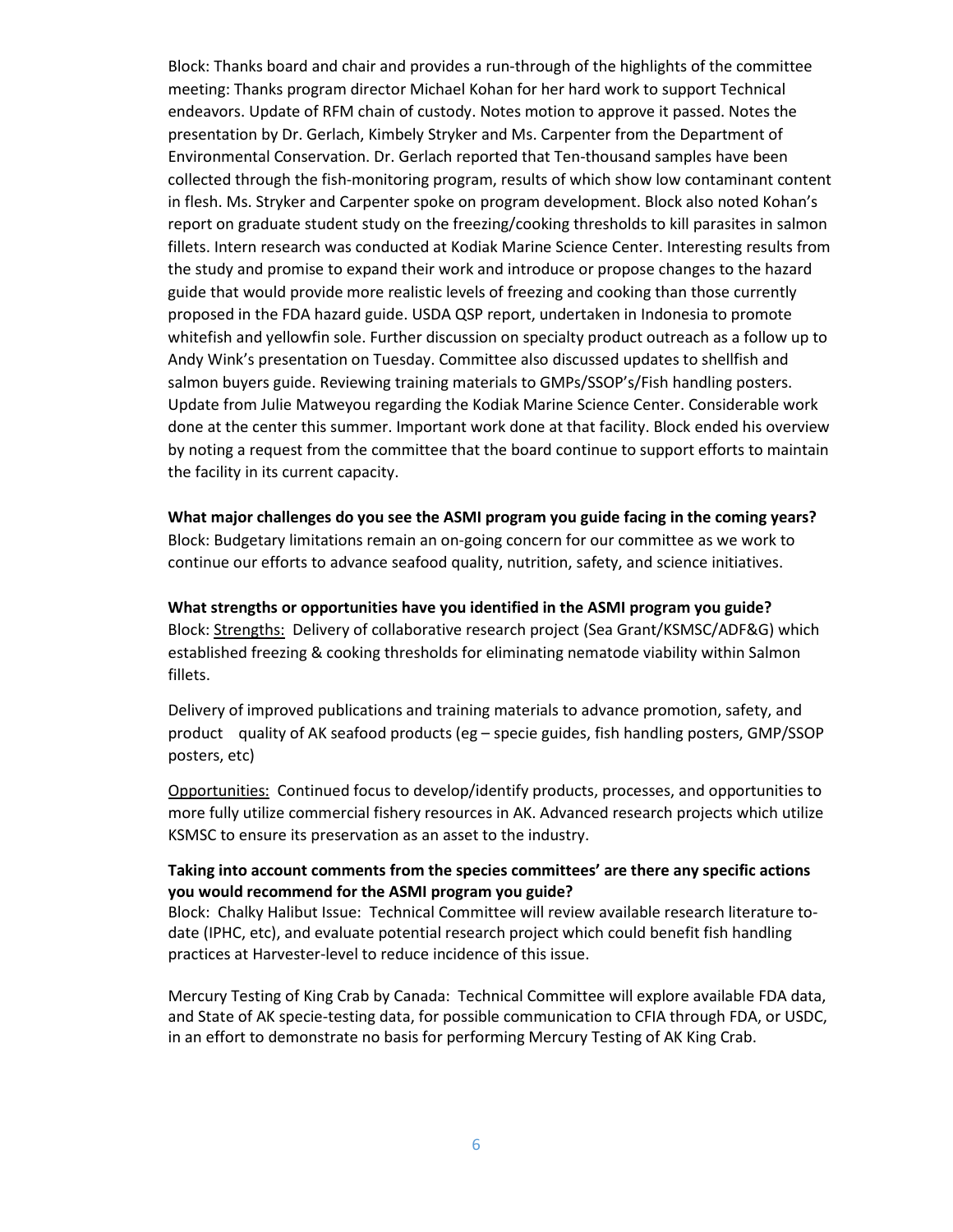Block: Thanks board and chair and provides a run-through of the highlights of the committee meeting: Thanks program director Michael Kohan for her hard work to support Technical endeavors. Update of RFM chain of custody. Notes motion to approve it passed. Notes the presentation by Dr. Gerlach, Kimbely Stryker and Ms. Carpenter from the Department of Environmental Conservation. Dr. Gerlach reported that Ten-thousand samples have been collected through the fish-monitoring program, results of which show low contaminant content in flesh. Ms. Stryker and Carpenter spoke on program development. Block also noted Kohan's report on graduate student study on the freezing/cooking thresholds to kill parasites in salmon fillets. Intern research was conducted at Kodiak Marine Science Center. Interesting results from the study and promise to expand their work and introduce or propose changes to the hazard guide that would provide more realistic levels of freezing and cooking than those currently proposed in the FDA hazard guide. USDA QSP report, undertaken in Indonesia to promote whitefish and yellowfin sole. Further discussion on specialty product outreach as a follow up to Andy Wink's presentation on Tuesday. Committee also discussed updates to shellfish and salmon buyers guide. Reviewing training materials to GMPs/SSOP's/Fish handling posters. Update from Julie Matweyou regarding the Kodiak Marine Science Center. Considerable work done at the center this summer. Important work done at that facility. Block ended his overview by noting a request from the committee that the board continue to support efforts to maintain the facility in its current capacity.

**What major challenges do you see the ASMI program you guide facing in the coming years?**
Block: Budgetary limitations remain an on-going concern for our committee as we work to continue our efforts to advance seafood quality, nutrition, safety, and science initiatives.

**What strengths or opportunities have you identified in the ASMI program you guide?**
Block: Strengths: Delivery of collaborative research project (Sea Grant/KSMSC/ADF&G) which established freezing & cooking thresholds for eliminating nematode viability within Salmon fillets.

Delivery of improved publications and training materials to advance promotion, safety, and product quality of AK seafood products (eg – specie guides, fish handling posters, GMP/SSOP posters, etc)

Opportunities: Continued focus to develop/identify products, processes, and opportunities to more fully utilize commercial fishery resources in AK. Advanced research projects which utilize KSMSC to ensure its preservation as an asset to the industry.

**Taking into account comments from the species committees' are there any specific actions you would recommend for the ASMI program you guide?**
Block: Chalky Halibut Issue: Technical Committee will review available research literature to-date (IPHC, etc), and evaluate potential research project which could benefit fish handling practices at Harvester-level to reduce incidence of this issue.

Mercury Testing of King Crab by Canada: Technical Committee will explore available FDA data, and State of AK specie-testing data, for possible communication to CFIA through FDA, or USDC, in an effort to demonstrate no basis for performing Mercury Testing of AK King Crab.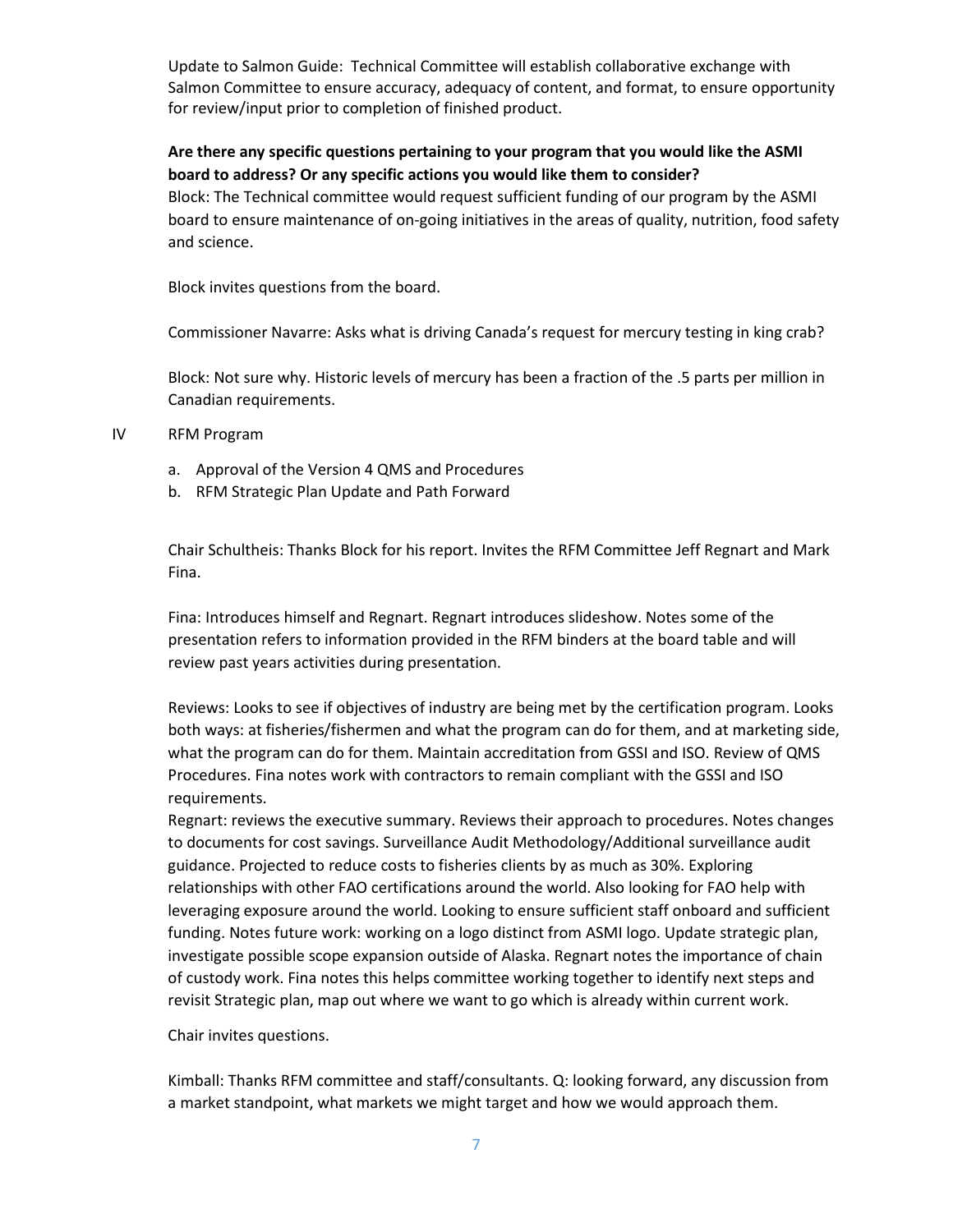Update to Salmon Guide: Technical Committee will establish collaborative exchange with Salmon Committee to ensure accuracy, adequacy of content, and format, to ensure opportunity for review/input prior to completion of finished product.

**Are there any specific questions pertaining to your program that you would like the ASMI board to address? Or any specific actions you would like them to consider?**
Block: The Technical committee would request sufficient funding of our program by the ASMI board to ensure maintenance of on-going initiatives in the areas of quality, nutrition, food safety and science.

Block invites questions from the board.

Commissioner Navarre: Asks what is driving Canada's request for mercury testing in king crab?

Block: Not sure why. Historic levels of mercury has been a fraction of the .5 parts per million in Canadian requirements.

IV RFM Program

a. Approval of the Version 4 QMS and Procedures
b. RFM Strategic Plan Update and Path Forward

Chair Schultheis: Thanks Block for his report. Invites the RFM Committee Jeff Regnart and Mark Fina.

Fina: Introduces himself and Regnart. Regnart introduces slideshow. Notes some of the presentation refers to information provided in the RFM binders at the board table and will review past years activities during presentation.

Reviews: Looks to see if objectives of industry are being met by the certification program. Looks both ways: at fisheries/fishermen and what the program can do for them, and at marketing side, what the program can do for them. Maintain accreditation from GSSI and ISO. Review of QMS Procedures. Fina notes work with contractors to remain compliant with the GSSI and ISO requirements.
Regnart: reviews the executive summary. Reviews their approach to procedures. Notes changes to documents for cost savings. Surveillance Audit Methodology/Additional surveillance audit guidance. Projected to reduce costs to fisheries clients by as much as 30%. Exploring relationships with other FAO certifications around the world. Also looking for FAO help with leveraging exposure around the world. Looking to ensure sufficient staff onboard and sufficient funding. Notes future work: working on a logo distinct from ASMI logo. Update strategic plan, investigate possible scope expansion outside of Alaska. Regnart notes the importance of chain of custody work. Fina notes this helps committee working together to identify next steps and revisit Strategic plan, map out where we want to go which is already within current work.

Chair invites questions.

Kimball: Thanks RFM committee and staff/consultants. Q: looking forward, any discussion from a market standpoint, what markets we might target and how we would approach them.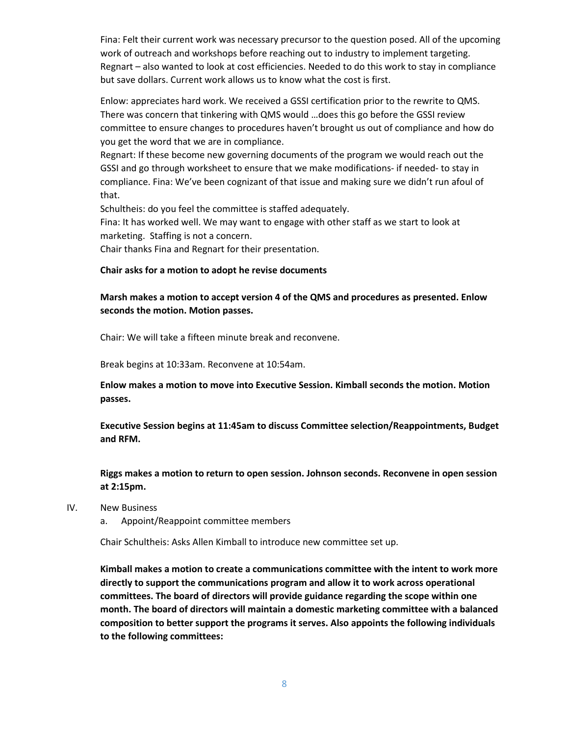Fina: Felt their current work was necessary precursor to the question posed. All of the upcoming work of outreach and workshops before reaching out to industry to implement targeting. Regnart – also wanted to look at cost efficiencies. Needed to do this work to stay in compliance but save dollars. Current work allows us to know what the cost is first.

Enlow: appreciates hard work. We received a GSSI certification prior to the rewrite to QMS. There was concern that tinkering with QMS would …does this go before the GSSI review committee to ensure changes to procedures haven't brought us out of compliance and how do you get the word that we are in compliance.
Regnart: If these become new governing documents of the program we would reach out the GSSI and go through worksheet to ensure that we make modifications- if needed- to stay in compliance. Fina: We've been cognizant of that issue and making sure we didn't run afoul of that.
Schultheis: do you feel the committee is staffed adequately.
Fina: It has worked well. We may want to engage with other staff as we start to look at marketing. Staffing is not a concern.
Chair thanks Fina and Regnart for their presentation.

**Chair asks for a motion to adopt he revise documents**

**Marsh makes a motion to accept version 4 of the QMS and procedures as presented. Enlow seconds the motion. Motion passes.**

Chair: We will take a fifteen minute break and reconvene.

Break begins at 10:33am. Reconvene at 10:54am.

**Enlow makes a motion to move into Executive Session. Kimball seconds the motion. Motion passes.**

**Executive Session begins at 11:45am to discuss Committee selection/Reappointments, Budget and RFM.**

**Riggs makes a motion to return to open session. Johnson seconds. Reconvene in open session at 2:15pm.**

IV. New Business
   a. Appoint/Reappoint committee members

Chair Schultheis: Asks Allen Kimball to introduce new committee set up.

**Kimball makes a motion to create a communications committee with the intent to work more directly to support the communications program and allow it to work across operational committees. The board of directors will provide guidance regarding the scope within one month. The board of directors will maintain a domestic marketing committee with a balanced composition to better support the programs it serves. Also appoints the following individuals to the following committees:**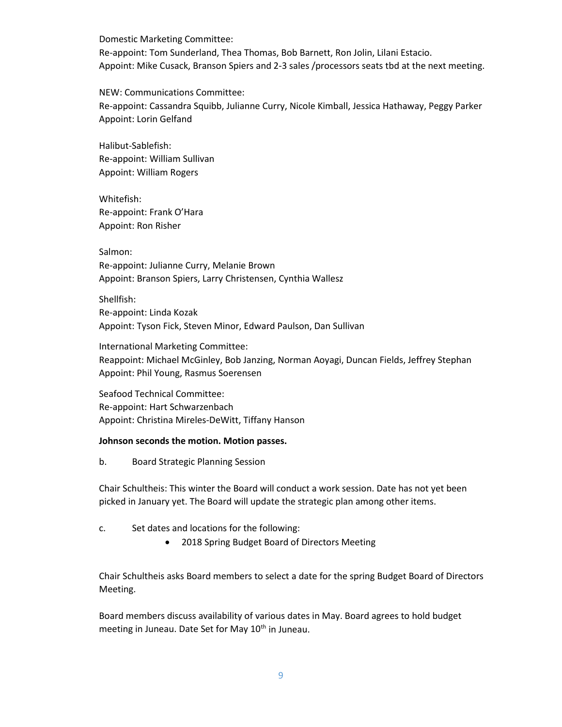Domestic Marketing Committee:
Re-appoint: Tom Sunderland, Thea Thomas, Bob Barnett, Ron Jolin, Lilani Estacio.
Appoint: Mike Cusack, Branson Spiers and 2-3 sales /processors seats tbd at the next meeting.

NEW: Communications Committee:
Re-appoint: Cassandra Squibb, Julianne Curry, Nicole Kimball, Jessica Hathaway, Peggy Parker
Appoint: Lorin Gelfand

Halibut-Sablefish:
Re-appoint: William Sullivan
Appoint: William Rogers

Whitefish:
Re-appoint: Frank O'Hara
Appoint: Ron Risher

Salmon:
Re-appoint: Julianne Curry, Melanie Brown
Appoint: Branson Spiers, Larry Christensen, Cynthia Wallesz

Shellfish:
Re-appoint: Linda Kozak
Appoint: Tyson Fick, Steven Minor, Edward Paulson, Dan Sullivan

International Marketing Committee:
Reappoint: Michael McGinley, Bob Janzing, Norman Aoyagi, Duncan Fields, Jeffrey Stephan
Appoint: Phil Young, Rasmus Soerensen

Seafood Technical Committee:
Re-appoint: Hart Schwarzenbach
Appoint: Christina Mireles-DeWitt, Tiffany Hanson

**Johnson seconds the motion. Motion passes.**

b. Board Strategic Planning Session

Chair Schultheis: This winter the Board will conduct a work session. Date has not yet been picked in January yet. The Board will update the strategic plan among other items.

c. Set dates and locations for the following:

- 2018 Spring Budget Board of Directors Meeting

Chair Schultheis asks Board members to select a date for the spring Budget Board of Directors Meeting.

Board members discuss availability of various dates in May. Board agrees to hold budget meeting in Juneau. Date Set for May 10th in Juneau.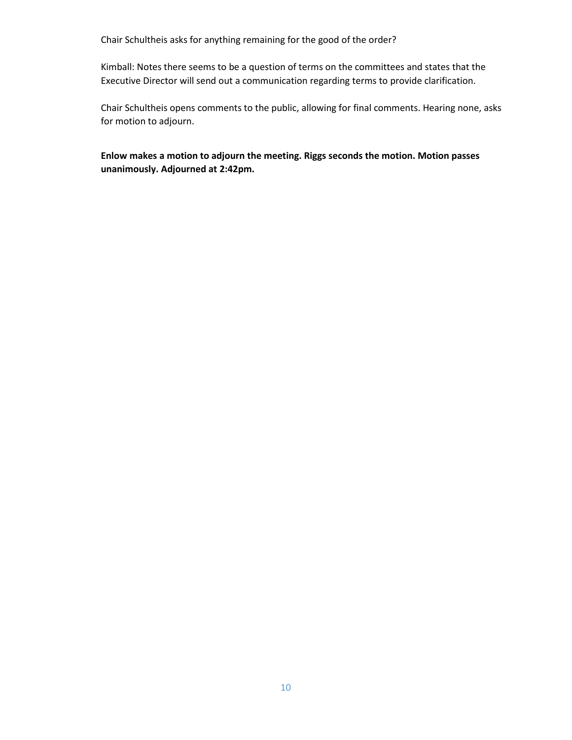Chair Schultheis asks for anything remaining for the good of the order?

Kimball: Notes there seems to be a question of terms on the committees and states that the Executive Director will send out a communication regarding terms to provide clarification.

Chair Schultheis opens comments to the public, allowing for final comments. Hearing none, asks for motion to adjourn.

**Enlow makes a motion to adjourn the meeting. Riggs seconds the motion. Motion passes unanimously. Adjourned at 2:42pm.**